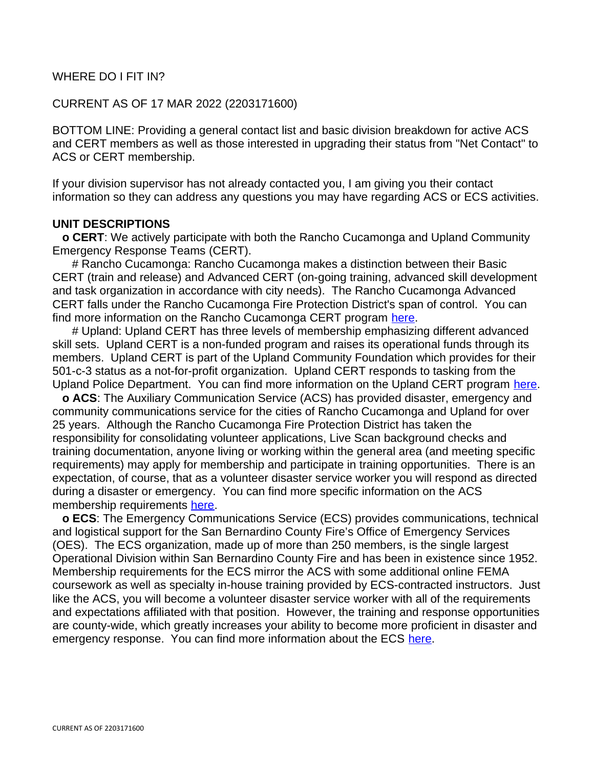WHERE DO I FIT IN?

CURRENT AS OF 17 MAR 2022 (2203171600)

BOTTOM LINE: Providing a general contact list and basic division breakdown for active ACS and CERT members as well as those interested in upgrading their status from "Net Contact" to ACS or CERT membership.

If your division supervisor has not already contacted you, I am giving you their contact information so they can address any questions you may have regarding ACS or ECS activities.

**UNIT DESCRIPTIONS**

o **CERT**: We actively participate with both the Rancho Cucamonga and Upland Community Emergency Response Teams (CERT).

# Rancho Cucamonga: Rancho Cucamonga makes a distinction between their Basic CERT (train and release) and Advanced CERT (on-going training, advanced skill development and task organization in accordance with city needs). The Rancho Cucamonga Advanced CERT falls under the Rancho Cucamonga Fire Protection District's span of control. You can find more information on the Rancho Cucamonga CERT program here.

# Upland: Upland CERT has three levels of membership emphasizing different advanced skill sets. Upland CERT is a non-funded program and raises its operational funds through its members. Upland CERT is part of the Upland Community Foundation which provides for their 501-c-3 status as a not-for-profit organization. Upland CERT responds to tasking from the Upland Police Department. You can find more information on the Upland CERT program here.

o **ACS**: The Auxiliary Communication Service (ACS) has provided disaster, emergency and community communications service for the cities of Rancho Cucamonga and Upland for over 25 years. Although the Rancho Cucamonga Fire Protection District has taken the responsibility for consolidating volunteer applications, Live Scan background checks and training documentation, anyone living or working within the general area (and meeting specific requirements) may apply for membership and participate in training opportunities. There is an expectation, of course, that as a volunteer disaster service worker you will respond as directed during a disaster or emergency. You can find more specific information on the ACS membership requirements here.

o **ECS**: The Emergency Communications Service (ECS) provides communications, technical and logistical support for the San Bernardino County Fire's Office of Emergency Services (OES). The ECS organization, made up of more than 250 members, is the single largest Operational Division within San Bernardino County Fire and has been in existence since 1952. Membership requirements for the ECS mirror the ACS with some additional online FEMA coursework as well as specialty in-house training provided by ECS-contracted instructors. Just like the ACS, you will become a volunteer disaster service worker with all of the requirements and expectations affiliated with that position. However, the training and response opportunities are county-wide, which greatly increases your ability to become more proficient in disaster and emergency response. You can find more information about the ECS here.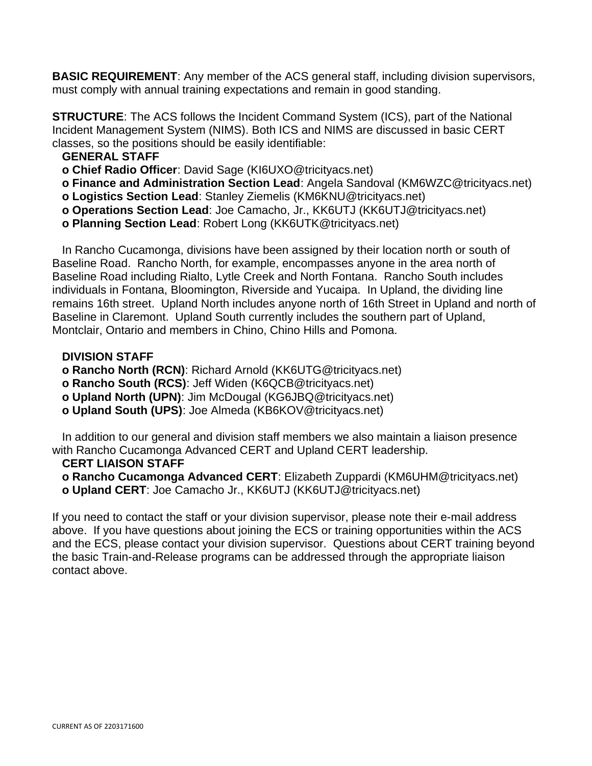**BASIC REQUIREMENT**: Any member of the ACS general staff, including division supervisors, must comply with annual training expectations and remain in good standing.

**STRUCTURE**: The ACS follows the Incident Command System (ICS), part of the National Incident Management System (NIMS). Both ICS and NIMS are discussed in basic CERT classes, so the positions should be easily identifiable:

**GENERAL STAFF**

- **Chief Radio Officer**: David Sage (KI6UXO@tricityacs.net)
- **Finance and Administration Section Lead**: Angela Sandoval (KM6WZC@tricityacs.net)
- **Logistics Section Lead**: Stanley Ziemelis (KM6KNU@tricityacs.net)
- **Operations Section Lead**: Joe Camacho, Jr., KK6UTJ (KK6UTJ@tricityacs.net)
- **Planning Section Lead**: Robert Long (KK6UTK@tricityacs.net)

In Rancho Cucamonga, divisions have been assigned by their location north or south of Baseline Road. Rancho North, for example, encompasses anyone in the area north of Baseline Road including Rialto, Lytle Creek and North Fontana. Rancho South includes individuals in Fontana, Bloomington, Riverside and Yucaipa. In Upland, the dividing line remains 16th street. Upland North includes anyone north of 16th Street in Upland and north of Baseline in Claremont. Upland South currently includes the southern part of Upland, Montclair, Ontario and members in Chino, Chino Hills and Pomona.

**DIVISION STAFF**

- **Rancho North (RCN)**: Richard Arnold (KK6UTG@tricityacs.net)
- **Rancho South (RCS)**: Jeff Widen (K6QCB@tricityacs.net)
- **Upland North (UPN)**: Jim McDougal (KG6JBQ@tricityacs.net)
- **Upland South (UPS)**: Joe Almeda (KB6KOV@tricityacs.net)

In addition to our general and division staff members we also maintain a liaison presence with Rancho Cucamonga Advanced CERT and Upland CERT leadership.

**CERT LIAISON STAFF**

- **Rancho Cucamonga Advanced CERT**: Elizabeth Zuppardi (KM6UHM@tricityacs.net)
- **Upland CERT**: Joe Camacho Jr., KK6UTJ (KK6UTJ@tricityacs.net)

If you need to contact the staff or your division supervisor, please note their e-mail address above. If you have questions about joining the ECS or training opportunities within the ACS and the ECS, please contact your division supervisor. Questions about CERT training beyond the basic Train-and-Release programs can be addressed through the appropriate liaison contact above.

CURRENT AS OF 2203171600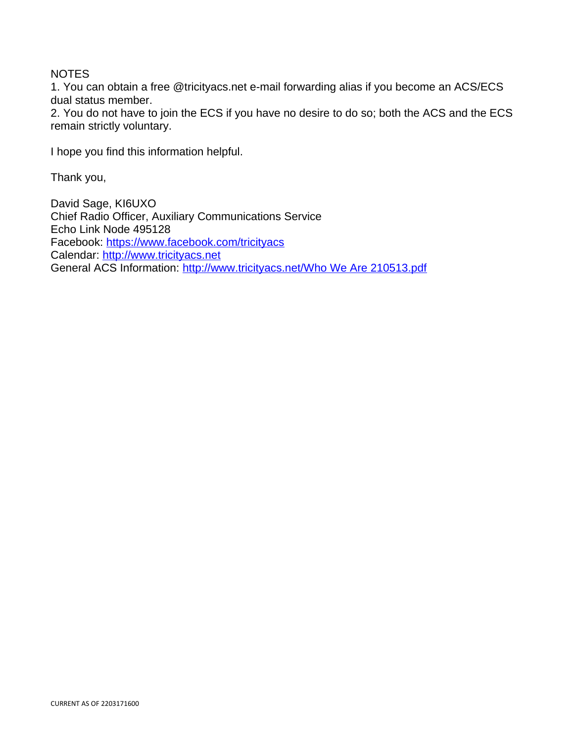NOTES

1. You can obtain a free @tricityacs.net e-mail forwarding alias if you become an ACS/ECS dual status member.
2. You do not have to join the ECS if you have no desire to do so; both the ACS and the ECS remain strictly voluntary.

I hope you find this information helpful.

Thank you,

David Sage, KI6UXO
Chief Radio Officer, Auxiliary Communications Service
Echo Link Node 495128
Facebook: https://www.facebook.com/tricityacs
Calendar: http://www.tricityacs.net
General ACS Information: http://www.tricityacs.net/Who We Are 210513.pdf

CURRENT AS OF 2203171600